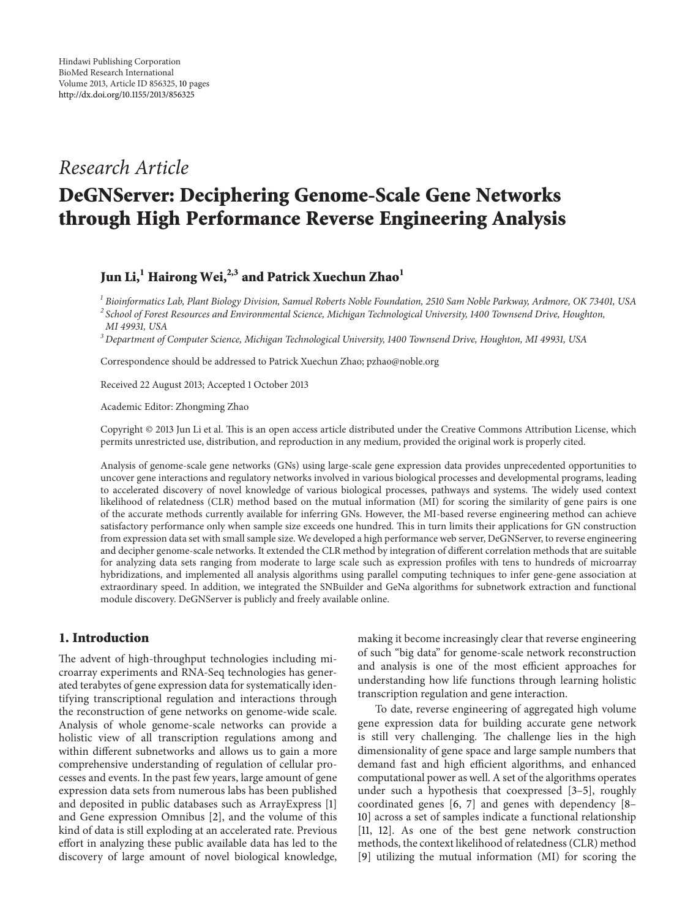Hindawi Publishing Corporation
BioMed Research International
Volume 2013, Article ID 856325, 10 pages
http://dx.doi.org/10.1155/2013/856325

*Research Article*

# DeGNServer: Deciphering Genome-Scale Gene Networks through High Performance Reverse Engineering Analysis

**Jun Li,[1] Hairong Wei,[2,3] and Patrick Xuechun Zhao[1]**

[1] *Bioinformatics Lab, Plant Biology Division, Samuel Roberts Noble Foundation, 2510 Sam Noble Parkway, Ardmore, OK 73401, USA*
[2] *School of Forest Resources and Environmental Science, Michigan Technological University, 1400 Townsend Drive, Houghton, MI 49931, USA*
[3] *Department of Computer Science, Michigan Technological University, 1400 Townsend Drive, Houghton, MI 49931, USA*

Correspondence should be addressed to Patrick Xuechun Zhao; pzhao@noble.org

Received 22 August 2013; Accepted 1 October 2013

Academic Editor: Zhongming Zhao

Copyright © 2013 Jun Li et al. This is an open access article distributed under the Creative Commons Attribution License, which permits unrestricted use, distribution, and reproduction in any medium, provided the original work is properly cited.

Analysis of genome-scale gene networks (GNs) using large-scale gene expression data provides unprecedented opportunities to uncover gene interactions and regulatory networks involved in various biological processes and developmental programs, leading to accelerated discovery of novel knowledge of various biological processes, pathways and systems. The widely used context likelihood of relatedness (CLR) method based on the mutual information (MI) for scoring the similarity of gene pairs is one of the accurate methods currently available for inferring GNs. However, the MI-based reverse engineering method can achieve satisfactory performance only when sample size exceeds one hundred. This in turn limits their applications for GN construction from expression data set with small sample size. We developed a high performance web server, DeGNServer, to reverse engineering and decipher genome-scale networks. It extended the CLR method by integration of different correlation methods that are suitable for analyzing data sets ranging from moderate to large scale such as expression profiles with tens to hundreds of microarray hybridizations, and implemented all analysis algorithms using parallel computing techniques to infer gene-gene association at extraordinary speed. In addition, we integrated the SNBuilder and GeNa algorithms for subnetwork extraction and functional module discovery. DeGNServer is publicly and freely available online.

## 1. Introduction

The advent of high-throughput technologies including microarray experiments and RNA-Seq technologies has generated terabytes of gene expression data for systematically identifying transcriptional regulation and interactions through the reconstruction of gene networks on genome-wide scale. Analysis of whole genome-scale networks can provide a holistic view of all transcription regulations among and within different subnetworks and allows us to gain a more comprehensive understanding of regulation of cellular processes and events. In the past few years, large amount of gene expression data sets from numerous labs has been published and deposited in public databases such as ArrayExpress [1] and Gene expression Omnibus [2], and the volume of this kind of data is still exploding at an accelerated rate. Previous effort in analyzing these public available data has led to the discovery of large amount of novel biological knowledge, making it become increasingly clear that reverse engineering of such "big data" for genome-scale network reconstruction and analysis is one of the most efficient approaches for understanding how life functions through learning holistic transcription regulation and gene interaction.

To date, reverse engineering of aggregated high volume gene expression data for building accurate gene network is still very challenging. The challenge lies in the high dimensionality of gene space and large sample numbers that demand fast and high efficient algorithms, and enhanced computational power as well. A set of the algorithms operates under such a hypothesis that coexpressed [3–5], roughly coordinated genes [6, 7] and genes with dependency [8–10] across a set of samples indicate a functional relationship [11, 12]. As one of the best gene network construction methods, the context likelihood of relatedness (CLR) method [9] utilizing the mutual information (MI) for scoring the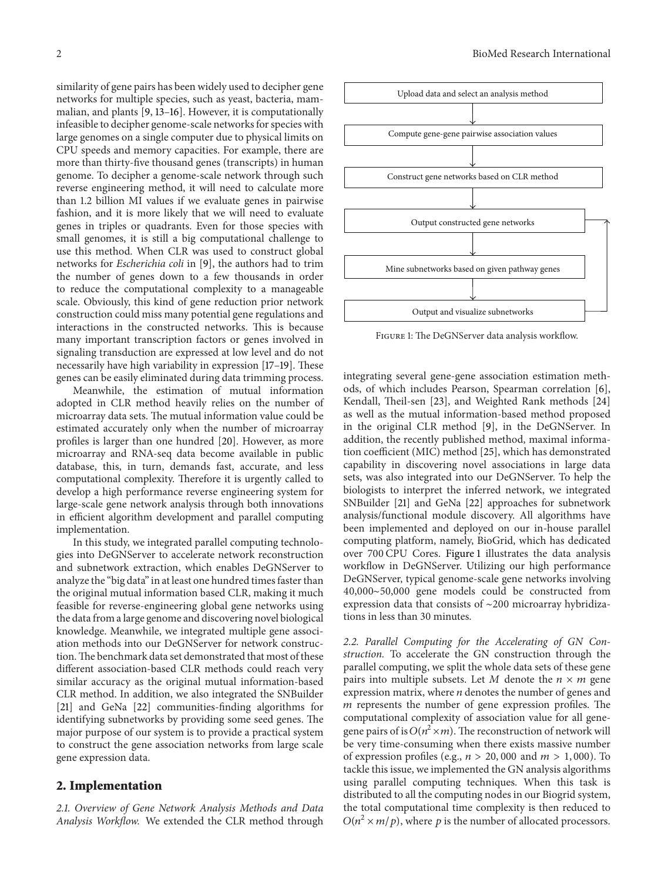similarity of gene pairs has been widely used to decipher gene networks for multiple species, such as yeast, bacteria, mammalian, and plants [9, 13–16]. However, it is computationally infeasible to decipher genome-scale networks for species with large genomes on a single computer due to physical limits on CPU speeds and memory capacities. For example, there are more than thirty-five thousand genes (transcripts) in human genome. To decipher a genome-scale network through such reverse engineering method, it will need to calculate more than 1.2 billion MI values if we evaluate genes in pairwise fashion, and it is more likely that we will need to evaluate genes in triples or quadrants. Even for those species with small genomes, it is still a big computational challenge to use this method. When CLR was used to construct global networks for *Escherichia coli* in [9], the authors had to trim the number of genes down to a few thousands in order to reduce the computational complexity to a manageable scale. Obviously, this kind of gene reduction prior network construction could miss many potential gene regulations and interactions in the constructed networks. This is because many important transcription factors or genes involved in signaling transduction are expressed at low level and do not necessarily have high variability in expression [17–19]. These genes can be easily eliminated during data trimming process.

Meanwhile, the estimation of mutual information adopted in CLR method heavily relies on the number of microarray data sets. The mutual information value could be estimated accurately only when the number of microarray profiles is larger than one hundred [20]. However, as more microarray and RNA-seq data become available in public database, this, in turn, demands fast, accurate, and less computational complexity. Therefore it is urgently called to develop a high performance reverse engineering system for large-scale gene network analysis through both innovations in efficient algorithm development and parallel computing implementation.

In this study, we integrated parallel computing technologies into DeGNServer to accelerate network reconstruction and subnetwork extraction, which enables DeGNServer to analyze the "big data" in at least one hundred times faster than the original mutual information based CLR, making it much feasible for reverse-engineering global gene networks using the data from a large genome and discovering novel biological knowledge. Meanwhile, we integrated multiple gene association methods into our DeGNServer for network construction. The benchmark data set demonstrated that most of these different association-based CLR methods could reach very similar accuracy as the original mutual information-based CLR method. In addition, we also integrated the SNBuilder [21] and GeNa [22] communities-finding algorithms for identifying subnetworks by providing some seed genes. The major purpose of our system is to provide a practical system to construct the gene association networks from large scale gene expression data.

## 2. Implementation

*2.1. Overview of Gene Network Analysis Methods and Data Analysis Workflow.* We extended the CLR method through integrating several gene-gene association estimation methods, of which includes Pearson, Spearman correlation [6], Kendall, Theil-sen [23], and Weighted Rank methods [24] as well as the mutual information-based method proposed in the original CLR method [9], in the DeGNServer. In addition, the recently published method, maximal information coefficient (MIC) method [25], which has demonstrated capability in discovering novel associations in large data sets, was also integrated into our DeGNServer. To help the biologists to interpret the inferred network, we integrated SNBuilder [21] and GeNa [22] approaches for subnetwork analysis/functional module discovery. All algorithms have been implemented and deployed on our in-house parallel computing platform, namely, BioGrid, which has dedicated over 700 CPU Cores. Figure 1 illustrates the data analysis workflow in DeGNServer. Utilizing our high performance DeGNServer, typical genome-scale gene networks involving 40,000~50,000 gene models could be constructed from expression data that consists of ~200 microarray hybridizations in less than 30 minutes.

Upload data and select an analysis method → Compute gene-gene pairwise association values → Construct gene networks based on CLR method → Output constructed gene networks → Mine subnetworks based on given pathway genes → Output and visualize subnetworks

Figure 1: The DeGNServer data analysis workflow.

*2.2. Parallel Computing for the Accelerating of GN Construction.* To accelerate the GN construction through the parallel computing, we split the whole data sets of these gene pairs into multiple subsets. Let $M$ denote the $n \times m$ gene expression matrix, where $n$ denotes the number of genes and $m$ represents the number of gene expression profiles. The computational complexity of association value for all gene-gene pairs of is $O(n^2 \times m)$. The reconstruction of network will be very time-consuming when there exists massive number of expression profiles (e.g., $n > 20,000$ and $m > 1,000$). To tackle this issue, we implemented the GN analysis algorithms using parallel computing techniques. When this task is distributed to all the computing nodes in our Biogrid system, the total computational time complexity is then reduced to $O(n^2 \times m/p)$, where $p$ is the number of allocated processors.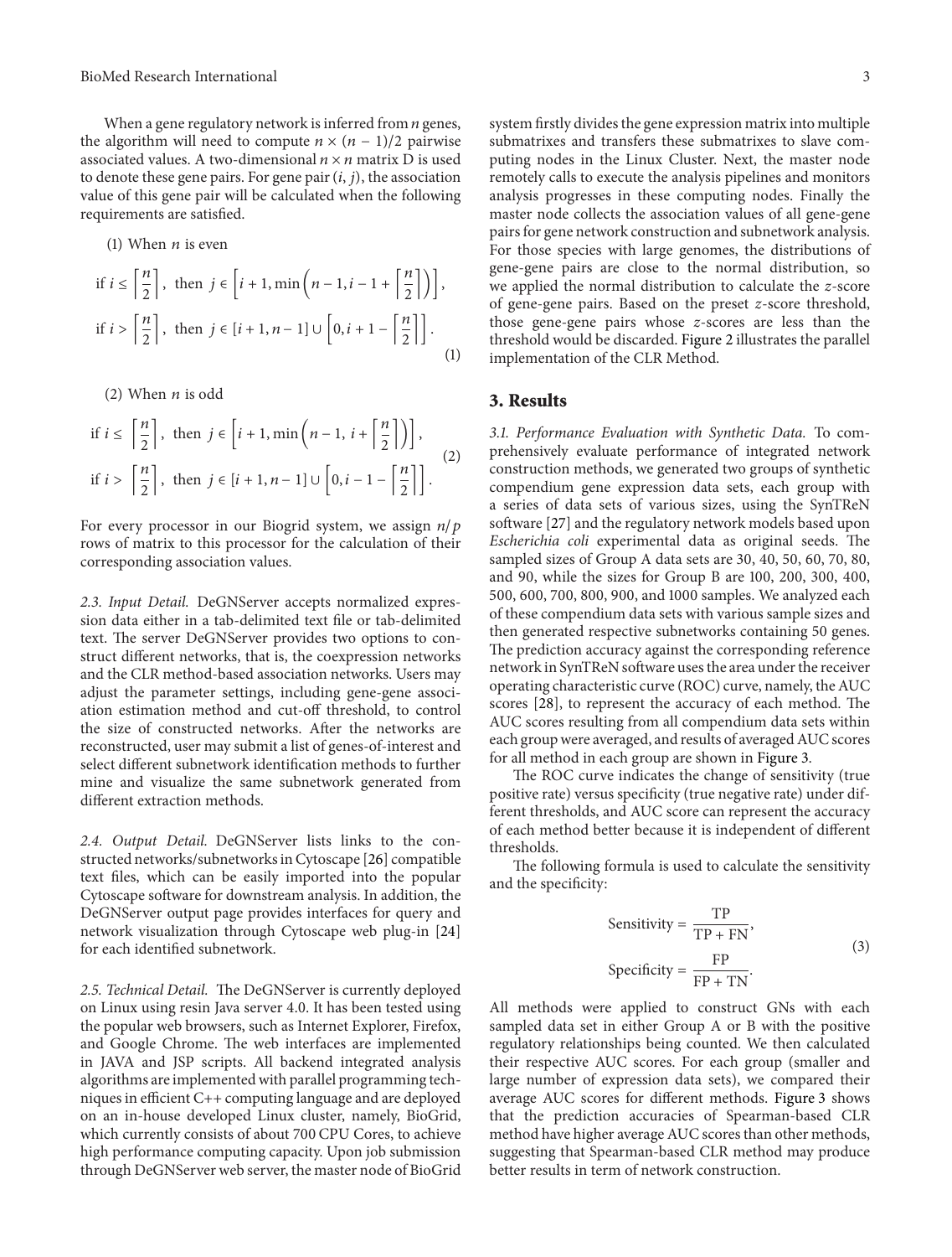When a gene regulatory network is inferred from $n$ genes, the algorithm will need to compute $n \times (n-1)/2$ pairwise associated values. A two-dimensional $n \times n$ matrix D is used to denote these gene pairs. For gene pair $(i, j)$, the association value of this gene pair will be calculated when the following requirements are satisfied.

(1) When $n$ is even

$$\begin{aligned}
&\text{if } i \leq \left\lceil \frac{n}{2} \right\rceil, \text{ then } j \in \left[ i+1, \min\left(n-1, i-1+\left\lceil \frac{n}{2} \right\rceil\right)\right], \\
&\text{if } i > \left\lceil \frac{n}{2} \right\rceil, \text{ then } j \in [i+1, n-1] \cup \left[0, i+1-\left\lceil \frac{n}{2} \right\rceil\right].
\end{aligned} \tag{1}$$

(2) When $n$ is odd

$$\begin{aligned}
&\text{if } i \leq \left\lceil \frac{n}{2} \right\rceil, \text{ then } j \in \left[ i+1, \min\left(n-1, i+\left\lceil \frac{n}{2} \right\rceil\right)\right], \\
&\text{if } i > \left\lceil \frac{n}{2} \right\rceil, \text{ then } j \in [i+1, n-1] \cup \left[0, i-1-\left\lceil \frac{n}{2} \right\rceil\right].
\end{aligned} \tag{2}$$

For every processor in our Biogrid system, we assign $n/p$ rows of matrix to this processor for the calculation of their corresponding association values.

*2.3. Input Detail.* DeGNServer accepts normalized expression data either in a tab-delimited text file or tab-delimited text. The server DeGNServer provides two options to construct different networks, that is, the coexpression networks and the CLR method-based association networks. Users may adjust the parameter settings, including gene-gene association estimation method and cut-off threshold, to control the size of constructed networks. After the networks are reconstructed, user may submit a list of genes-of-interest and select different subnetwork identification methods to further mine and visualize the same subnetwork generated from different extraction methods.

*2.4. Output Detail.* DeGNServer lists links to the constructed networks/subnetworks in Cytoscape [26] compatible text files, which can be easily imported into the popular Cytoscape software for downstream analysis. In addition, the DeGNServer output page provides interfaces for query and network visualization through Cytoscape web plug-in [24] for each identified subnetwork.

*2.5. Technical Detail.* The DeGNServer is currently deployed on Linux using resin Java server 4.0. It has been tested using the popular web browsers, such as Internet Explorer, Firefox, and Google Chrome. The web interfaces are implemented in JAVA and JSP scripts. All backend integrated analysis algorithms are implemented with parallel programming techniques in efficient C++ computing language and are deployed on an in-house developed Linux cluster, namely, BioGrid, which currently consists of about 700 CPU Cores, to achieve high performance computing capacity. Upon job submission through DeGNServer web server, the master node of BioGrid system firstly divides the gene expression matrix into multiple submatrixes and transfers these submatrixes to slave computing nodes in the Linux Cluster. Next, the master node remotely calls to execute the analysis pipelines and monitors analysis progresses in these computing nodes. Finally the master node collects the association values of all gene-gene pairs for gene network construction and subnetwork analysis. For those species with large genomes, the distributions of gene-gene pairs are close to the normal distribution, so we applied the normal distribution to calculate the $z$-score of gene-gene pairs. Based on the preset $z$-score threshold, those gene-gene pairs whose $z$-scores are less than the threshold would be discarded. Figure 2 illustrates the parallel implementation of the CLR Method.

## 3. Results

*3.1. Performance Evaluation with Synthetic Data.* To comprehensively evaluate performance of integrated network construction methods, we generated two groups of synthetic compendium gene expression data sets, each group with a series of data sets of various sizes, using the SynTReN software [27] and the regulatory network models based upon *Escherichia coli* experimental data as original seeds. The sampled sizes of Group A data sets are 30, 40, 50, 60, 70, 80, and 90, while the sizes for Group B are 100, 200, 300, 400, 500, 600, 700, 800, 900, and 1000 samples. We analyzed each of these compendium data sets with various sample sizes and then generated respective subnetworks containing 50 genes. The prediction accuracy against the corresponding reference network in SynTReN software uses the area under the receiver operating characteristic curve (ROC) curve, namely, the AUC scores [28], to represent the accuracy of each method. The AUC scores resulting from all compendium data sets within each group were averaged, and results of averaged AUC scores for all method in each group are shown in Figure 3.

The ROC curve indicates the change of sensitivity (true positive rate) versus specificity (true negative rate) under different thresholds, and AUC score can represent the accuracy of each method better because it is independent of different thresholds.

The following formula is used to calculate the sensitivity and the specificity:

$$\begin{aligned}
\text{Sensitivity} &= \frac{\text{TP}}{\text{TP} + \text{FN}}, \\
\text{Specificity} &= \frac{\text{FP}}{\text{FP} + \text{TN}}.
\end{aligned} \tag{3}$$

All methods were applied to construct GNs with each sampled data set in either Group A or B with the positive regulatory relationships being counted. We then calculated their respective AUC scores. For each group (smaller and large number of expression data sets), we compared their average AUC scores for different methods. Figure 3 shows that the prediction accuracies of Spearman-based CLR method have higher average AUC scores than other methods, suggesting that Spearman-based CLR method may produce better results in term of network construction.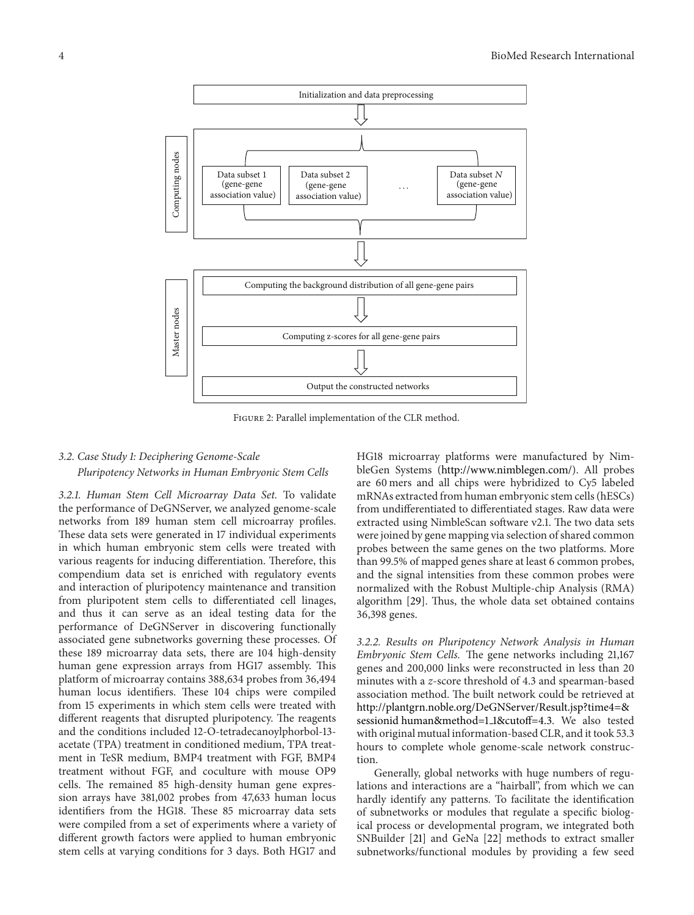Initialization and data preprocessing

Computing nodes

Data subset 1 (gene-gene association value)

Data subset 2 (gene-gene association value)

. . .

Data subset $N$ (gene-gene association value)

Master nodes

Computing the background distribution of all gene-gene pairs

Computing z-scores for all gene-gene pairs

Output the constructed networks

Figure 2: Parallel implementation of the CLR method.

### 3.2. Case Study 1: Deciphering Genome-Scale Pluripotency Networks in Human Embryonic Stem Cells

*3.2.1. Human Stem Cell Microarray Data Set.* To validate the performance of DeGNServer, we analyzed genome-scale networks from 189 human stem cell microarray profiles. These data sets were generated in 17 individual experiments in which human embryonic stem cells were treated with various reagents for inducing differentiation. Therefore, this compendium data set is enriched with regulatory events and interaction of pluripotency maintenance and transition from pluripotent stem cells to differentiated cell linages, and thus it can serve as an ideal testing data for the performance of DeGNServer in discovering functionally associated gene subnetworks governing these processes. Of these 189 microarray data sets, there are 104 high-density human gene expression arrays from HG17 assembly. This platform of microarray contains 388,634 probes from 36,494 human locus identifiers. These 104 chips were compiled from 15 experiments in which stem cells were treated with different reagents that disrupted pluripotency. The reagents and the conditions included 12-O-tetradecanoylphorbol-13-acetate (TPA) treatment in conditioned medium, TPA treatment in TeSR medium, BMP4 treatment with FGF, BMP4 treatment without FGF, and coculture with mouse OP9 cells. The remained 85 high-density human gene expression arrays have 381,002 probes from 47,633 human locus identifiers from the HG18. These 85 microarray data sets were compiled from a set of experiments where a variety of different growth factors were applied to human embryonic stem cells at varying conditions for 3 days. Both HG17 and HG18 microarray platforms were manufactured by NimbleGen Systems (http://www.nimblegen.com/). All probes are 60 mers and all chips were hybridized to Cy5 labeled mRNAs extracted from human embryonic stem cells (hESCs) from undifferentiated to differentiated stages. Raw data were extracted using NimbleScan software v2.1. The two data sets were joined by gene mapping via selection of shared common probes between the same genes on the two platforms. More than 99.5% of mapped genes share at least 6 common probes, and the signal intensities from these common probes were normalized with the Robust Multiple-chip Analysis (RMA) algorithm [29]. Thus, the whole data set obtained contains 36,398 genes.

*3.2.2. Results on Pluripotency Network Analysis in Human Embryonic Stem Cells.* The gene networks including 21,167 genes and 200,000 links were reconstructed in less than 20 minutes with a $z$-score threshold of 4.3 and spearman-based association method. The built network could be retrieved at http://plantgrn.noble.org/DeGNServer/Result.jsp?time4=&sessionid human&method=1_1&cutoff=4.3. We also tested with original mutual information-based CLR, and it took 53.3 hours to complete whole genome-scale network construction.

Generally, global networks with huge numbers of regulations and interactions are a "hairball", from which we can hardly identify any patterns. To facilitate the identification of subnetworks or modules that regulate a specific biological process or developmental program, we integrated both SNBuilder [21] and GeNa [22] methods to extract smaller subnetworks/functional modules by providing a few seed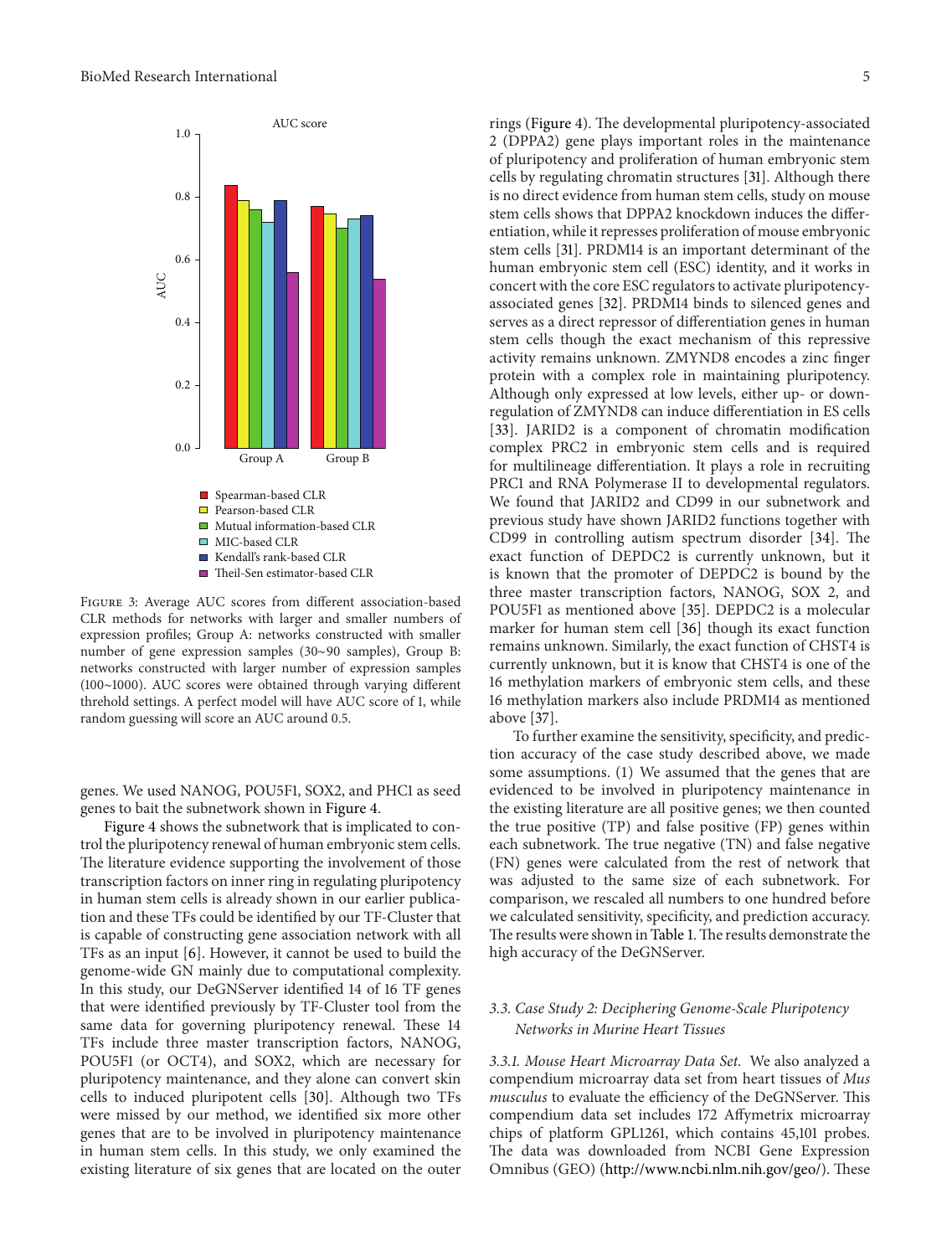Figure 3: Average AUC scores from different association-based CLR methods for networks with larger and smaller numbers of expression profiles; Group A: networks constructed with smaller number of gene expression samples (30~90 samples), Group B: networks constructed with larger number of expression samples (100~1000). AUC scores were obtained through varying different threhold settings. A perfect model will have AUC score of 1, while random guessing will score an AUC around 0.5.

genes. We used NANOG, POU5F1, SOX2, and PHC1 as seed genes to bait the subnetwork shown in Figure 4.

Figure 4 shows the subnetwork that is implicated to control the pluripotency renewal of human embryonic stem cells. The literature evidence supporting the involvement of those transcription factors on inner ring in regulating pluripotency in human stem cells is already shown in our earlier publication and these TFs could be identified by our TF-Cluster that is capable of constructing gene association network with all TFs as an input [6]. However, it cannot be used to build the genome-wide GN mainly due to computational complexity. In this study, our DeGNServer identified 14 of 16 TF genes that were identified previously by TF-Cluster tool from the same data for governing pluripotency renewal. These 14 TFs include three master transcription factors, NANOG, POU5F1 (or OCT4), and SOX2, which are necessary for pluripotency maintenance, and they alone can convert skin cells to induced pluripotent cells [30]. Although two TFs were missed by our method, we identified six more other genes that are to be involved in pluripotency maintenance in human stem cells. In this study, we only examined the existing literature of six genes that are located on the outer rings (Figure 4). The developmental pluripotency-associated 2 (DPPA2) gene plays important roles in the maintenance of pluripotency and proliferation of human embryonic stem cells by regulating chromatin structures [31]. Although there is no direct evidence from human stem cells, study on mouse stem cells shows that DPPA2 knockdown induces the differentiation, while it represses proliferation of mouse embryonic stem cells [31]. PRDM14 is an important determinant of the human embryonic stem cell (ESC) identity, and it works in concert with the core ESC regulators to activate pluripotency-associated genes [32]. PRDM14 binds to silenced genes and serves as a direct repressor of differentiation genes in human stem cells though the exact mechanism of this repressive activity remains unknown. ZMYND8 encodes a zinc finger protein with a complex role in maintaining pluripotency. Although only expressed at low levels, either up- or down-regulation of ZMYND8 can induce differentiation in ES cells [33]. JARID2 is a component of chromatin modification complex PRC2 in embryonic stem cells and is required for multilineage differentiation. It plays a role in recruiting PRC1 and RNA Polymerase II to developmental regulators. We found that JARID2 and CD99 in our subnetwork and previous study have shown JARID2 functions together with CD99 in controlling autism spectrum disorder [34]. The exact function of DEPDC2 is currently unknown, but it is known that the promoter of DEPDC2 is bound by the three master transcription factors, NANOG, SOX 2, and POU5F1 as mentioned above [35]. DEPDC2 is a molecular marker for human stem cell [36] though its exact function remains unknown. Similarly, the exact function of CHST4 is currently unknown, but it is know that CHST4 is one of the 16 methylation markers of embryonic stem cells, and these 16 methylation markers also include PRDM14 as mentioned above [37].

To further examine the sensitivity, specificity, and prediction accuracy of the case study described above, we made some assumptions. (1) We assumed that the genes that are evidenced to be involved in pluripotency maintenance in the existing literature are all positive genes; we then counted the true positive (TP) and false positive (FP) genes within each subnetwork. The true negative (TN) and false negative (FN) genes were calculated from the rest of network that was adjusted to the same size of each subnetwork. For comparison, we rescaled all numbers to one hundred before we calculated sensitivity, specificity, and prediction accuracy. The results were shown in Table 1. The results demonstrate the high accuracy of the DeGNServer.

### 3.3. Case Study 2: Deciphering Genome-Scale Pluripotency Networks in Murine Heart Tissues

*3.3.1. Mouse Heart Microarray Data Set.* We also analyzed a compendium microarray data set from heart tissues of *Mus musculus* to evaluate the efficiency of the DeGNServer. This compendium data set includes 172 Affymetrix microarray chips of platform GPL1261, which contains 45,101 probes. The data was downloaded from NCBI Gene Expression Omnibus (GEO) (http://www.ncbi.nlm.nih.gov/geo/). These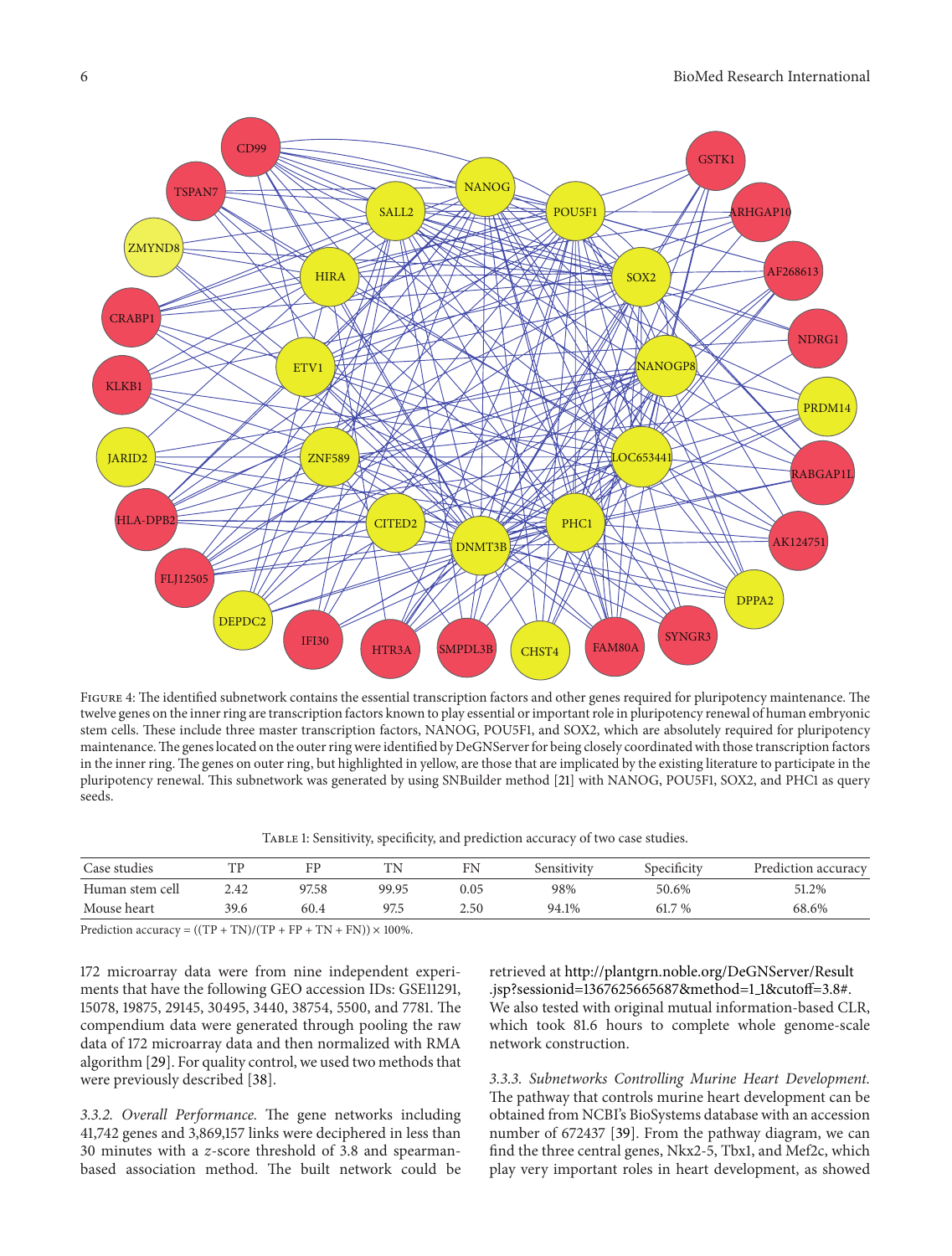Figure 4: The identified subnetwork contains the essential transcription factors and other genes required for pluripotency maintenance. The twelve genes on the inner ring are transcription factors known to play essential or important role in pluripotency renewal of human embryonic stem cells. These include three master transcription factors, NANOG, POU5F1, and SOX2, which are absolutely required for pluripotency maintenance. The genes located on the outer ring were identified by DeGNServer for being closely coordinated with those transcription factors in the inner ring. The genes on outer ring, but highlighted in yellow, are those that are implicated by the existing literature to participate in the pluripotency renewal. This subnetwork was generated by using SNBuilder method [21] with NANOG, POU5F1, SOX2, and PHC1 as query seeds.

Table 1: Sensitivity, specificity, and prediction accuracy of two case studies.

| Case studies | TP | FP | TN | FN | Sensitivity | Specificity | Prediction accuracy |
|---|---|---|---|---|---|---|---|
| Human stem cell | 2.42 | 97.58 | 99.95 | 0.05 | 98% | 50.6% | 51.2% |
| Mouse heart | 39.6 | 60.4 | 97.5 | 2.50 | 94.1% | 61.7 % | 68.6% |

Prediction accuracy = ((TP + TN)/(TP + FP + TN + FN)) × 100%.

172 microarray data were from nine independent experiments that have the following GEO accession IDs: GSE11291, 15078, 19875, 29145, 30495, 3440, 38754, 5500, and 7781. The compendium data were generated through pooling the raw data of 172 microarray data and then normalized with RMA algorithm [29]. For quality control, we used two methods that were previously described [38].

*3.3.2. Overall Performance.* The gene networks including 41,742 genes and 3,869,157 links were deciphered in less than 30 minutes with a $z$-score threshold of 3.8 and spearman-based association method. The built network could be retrieved at http://plantgrn.noble.org/DeGNServer/Result.jsp?sessionid=1367625665687&method=1_1&cutoff=3.8#. We also tested with original mutual information-based CLR, which took 81.6 hours to complete whole genome-scale network construction.

*3.3.3. Subnetworks Controlling Murine Heart Development.* The pathway that controls murine heart development can be obtained from NCBI's BioSystems database with an accession number of 672437 [39]. From the pathway diagram, we can find the three central genes, Nkx2-5, Tbx1, and Mef2c, which play very important roles in heart development, as showed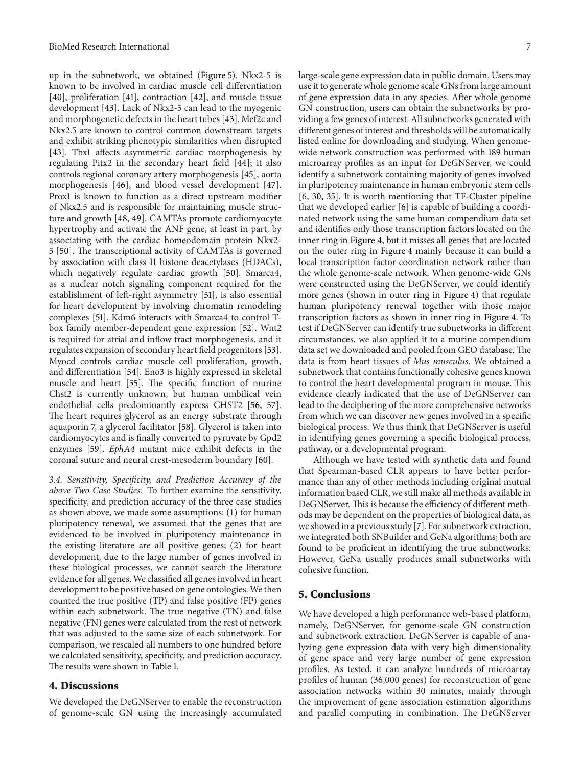up in the subnetwork, we obtained (Figure 5). Nkx2-5 is known to be involved in cardiac muscle cell differentiation [40], proliferation [41], contraction [42], and muscle tissue development [43]. Lack of Nkx2-5 can lead to the myogenic and morphogenetic defects in the heart tubes [43]. Mef2c and Nkx2.5 are known to control common downstream targets and exhibit striking phenotypic similarities when disrupted [43]. Tbx1 affects asymmetric cardiac morphogenesis by regulating Pitx2 in the secondary heart field [44]; it also controls regional coronary artery morphogenesis [45], aorta morphogenesis [46], and blood vessel development [47]. Prox1 is known to function as a direct upstream modifier of Nkx2.5 and is responsible for maintaining muscle structure and growth [48, 49]. CAMTAs promote cardiomyocyte hypertrophy and activate the ANF gene, at least in part, by associating with the cardiac homeodomain protein Nkx2-5 [50]. The transcriptional activity of CAMTAs is governed by association with class II histone deacetylases (HDACs), which negatively regulate cardiac growth [50]. Smarca4, as a nuclear notch signaling component required for the establishment of left-right asymmetry [51], is also essential for heart development by involving chromatin remodeling complexes [51]. Kdm6 interacts with Smarca4 to control T-box family member-dependent gene expression [52]. Wnt2 is required for atrial and inflow tract morphogenesis, and it regulates expansion of secondary heart field progenitors [53]. Myocd controls cardiac muscle cell proliferation, growth, and differentiation [54]. Eno3 is highly expressed in skeletal muscle and heart [55]. The specific function of murine Chst2 is currently unknown, but human umbilical vein endothelial cells predominantly express CHST2 [56, 57]. The heart requires glycerol as an energy substrate through aquaporin 7, a glycerol facilitator [58]. Glycerol is taken into cardiomyocytes and is finally converted to pyruvate by Gpd2 enzymes [59]. *EphA4* mutant mice exhibit defects in the coronal suture and neural crest-mesoderm boundary [60].

*3.4. Sensitivity, Specificity, and Prediction Accuracy of the above Two Case Studies.* To further examine the sensitivity, specificity, and prediction accuracy of the three case studies as shown above, we made some assumptions: (1) for human pluripotency renewal, we assumed that the genes that are evidenced to be involved in pluripotency maintenance in the existing literature are all positive genes; (2) for heart development, due to the large number of genes involved in these biological processes, we cannot search the literature evidence for all genes. We classified all genes involved in heart development to be positive based on gene ontologies. We then counted the true positive (TP) and false positive (FP) genes within each subnetwork. The true negative (TN) and false negative (FN) genes were calculated from the rest of network that was adjusted to the same size of each subnetwork. For comparison, we rescaled all numbers to one hundred before we calculated sensitivity, specificity, and prediction accuracy. The results were shown in Table 1.

## 4. Discussions

We developed the DeGNServer to enable the reconstruction of genome-scale GN using the increasingly accumulated large-scale gene expression data in public domain. Users may use it to generate whole genome scale GNs from large amount of gene expression data in any species. After whole genome GN construction, users can obtain the subnetworks by providing a few genes of interest. All subnetworks generated with different genes of interest and thresholds will be automatically listed online for downloading and studying. When genome-wide network construction was performed with 189 human microarray profiles as an input for DeGNServer, we could identify a subnetwork containing majority of genes involved in pluripotency maintenance in human embryonic stem cells [6, 30, 35]. It is worth mentioning that TF-Cluster pipeline that we developed earlier [6] is capable of building a coordinated network using the same human compendium data set and identifies only those transcription factors located on the inner ring in Figure 4, but it misses all genes that are located on the outer ring in Figure 4 mainly because it can build a local transcription factor coordination network rather than the whole genome-scale network. When genome-wide GNs were constructed using the DeGNServer, we could identify more genes (shown in outer ring in Figure 4) that regulate human pluripotency renewal together with those major transcription factors as shown in inner ring in Figure 4. To test if DeGNServer can identify true subnetworks in different circumstances, we also applied it to a murine compendium data set we downloaded and pooled from GEO database. The data is from heart tissues of *Mus musculus*. We obtained a subnetwork that contains functionally cohesive genes known to control the heart developmental program in mouse. This evidence clearly indicated that the use of DeGNServer can lead to the deciphering of the more comprehensive networks from which we can discover new genes involved in a specific biological process. We thus think that DeGNServer is useful in identifying genes governing a specific biological process, pathway, or a developmental program.

Although we have tested with synthetic data and found that Spearman-based CLR appears to have better performance than any of other methods including original mutual information based CLR, we still make all methods available in DeGNServer. This is because the efficiency of different methods may be dependent on the properties of biological data, as we showed in a previous study [7]. For subnetwork extraction, we integrated both SNBuilder and GeNa algorithms; both are found to be proficient in identifying the true subnetworks. However, GeNa usually produces small subnetworks with cohesive function.

## 5. Conclusions

We have developed a high performance web-based platform, namely, DeGNServer, for genome-scale GN construction and subnetwork extraction. DeGNServer is capable of analyzing gene expression data with very high dimensionality of gene space and very large number of gene expression profiles. As tested, it can analyze hundreds of microarray profiles of human (36,000 genes) for reconstruction of gene association networks within 30 minutes, mainly through the improvement of gene association estimation algorithms and parallel computing in combination. The DeGNServer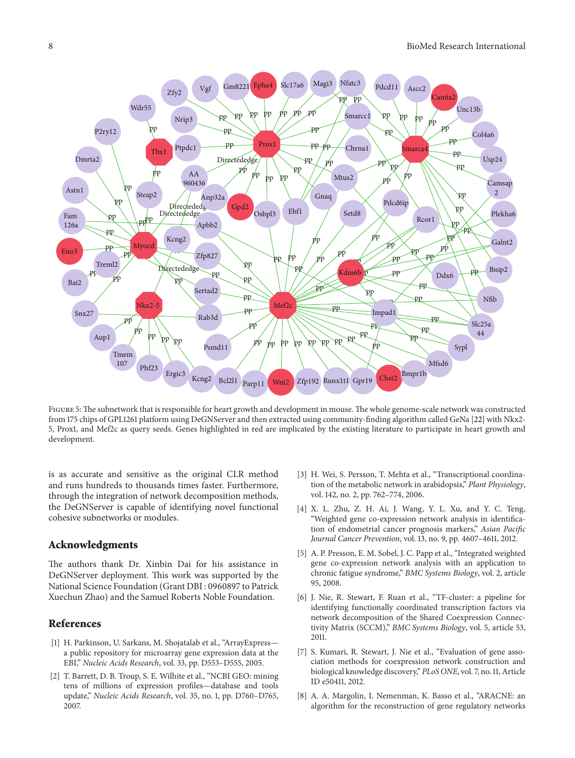Figure 5: The subnetwork that is responsible for heart growth and development in mouse. The whole genome-scale network was constructed from 175 chips of GPL1261 platform using DeGNServer and then extracted using community-finding algorithm called GeNa [22] with Nkx2-5, Prox1, and Mef2c as query seeds. Genes highlighted in red are implicated by the existing literature to participate in heart growth and development.

is as accurate and sensitive as the original CLR method and runs hundreds to thousands times faster. Furthermore, through the integration of network decomposition methods, the DeGNServer is capable of identifying novel functional cohesive subnetworks or modules.

## Acknowledgments

The authors thank Dr. Xinbin Dai for his assistance in DeGNServer deployment. This work was supported by the National Science Foundation (Grant DBI : 0960897 to Patrick Xuechun Zhao) and the Samuel Roberts Noble Foundation.

## References

[1] H. Parkinson, U. Sarkans, M. Shojatalab et al., "ArrayExpress—a public repository for microarray gene expression data at the EBI," *Nucleic Acids Research*, vol. 33, pp. D553–D555, 2005.

[2] T. Barrett, D. B. Troup, S. E. Wilhite et al., "NCBI GEO: mining tens of millions of expression profiles—database and tools update," *Nucleic Acids Research*, vol. 35, no. 1, pp. D760–D765, 2007.

[3] H. Wei, S. Persson, T. Mehta et al., "Transcriptional coordination of the metabolic network in arabidopsis," *Plant Physiology*, vol. 142, no. 2, pp. 762–774, 2006.

[4] X. L. Zhu, Z. H. Ai, J. Wang, Y. L. Xu, and Y. C. Teng, "Weighted gene co-expression network analysis in identification of endometrial cancer prognosis markers," *Asian Pacific Journal Cancer Prevention*, vol. 13, no. 9, pp. 4607–4611, 2012.

[5] A. P. Presson, E. M. Sobel, J. C. Papp et al., "Integrated weighted gene co-expression network analysis with an application to chronic fatigue syndrome," *BMC Systems Biology*, vol. 2, article 95, 2008.

[6] J. Nie, R. Stewart, F. Ruan et al., "TF-cluster: a pipeline for identifying functionally coordinated transcription factors via network decomposition of the Shared Coexpression Connectivity Matrix (SCCM)," *BMC Systems Biology*, vol. 5, article 53, 2011.

[7] S. Kumari, R. Stewart, J. Nie et al., "Evaluation of gene association methods for coexpression network construction and biological knowledge discovery," *PLoS ONE*, vol. 7, no. 11, Article ID e50411, 2012.

[8] A. A. Margolin, I. Nemenman, K. Basso et al., "ARACNE: an algorithm for the reconstruction of gene regulatory networks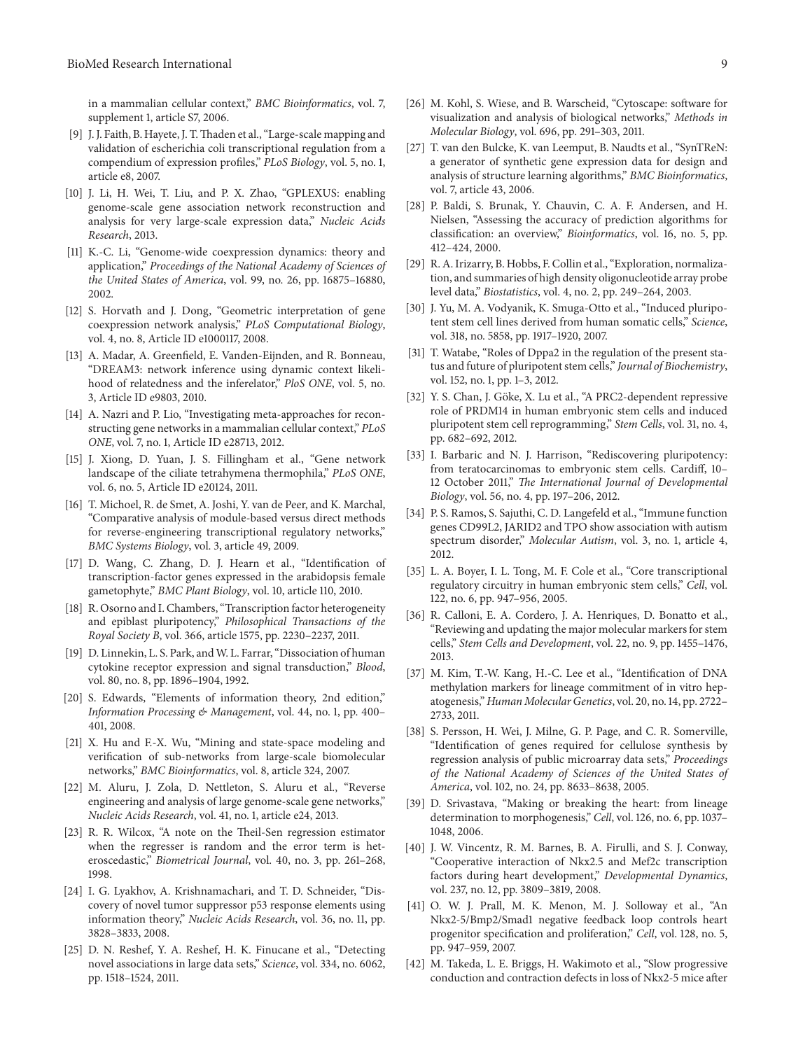in a mammalian cellular context," *BMC Bioinformatics*, vol. 7, supplement 1, article S7, 2006.

[9] J. J. Faith, B. Hayete, J. T. Thaden et al., "Large-scale mapping and validation of escherichia coli transcriptional regulation from a compendium of expression profiles," *PLoS Biology*, vol. 5, no. 1, article e8, 2007.

[10] J. Li, H. Wei, T. Liu, and P. X. Zhao, "GPLEXUS: enabling genome-scale gene association network reconstruction and analysis for very large-scale expression data," *Nucleic Acids Research*, 2013.

[11] K.-C. Li, "Genome-wide coexpression dynamics: theory and application," *Proceedings of the National Academy of Sciences of the United States of America*, vol. 99, no. 26, pp. 16875–16880, 2002.

[12] S. Horvath and J. Dong, "Geometric interpretation of gene coexpression network analysis," *PLoS Computational Biology*, vol. 4, no. 8, Article ID e1000117, 2008.

[13] A. Madar, A. Greenfield, E. Vanden-Eijnden, and R. Bonneau, "DREAM3: network inference using dynamic context likelihood of relatedness and the inferelator," *PloS ONE*, vol. 5, no. 3, Article ID e9803, 2010.

[14] A. Nazri and P. Lio, "Investigating meta-approaches for reconstructing gene networks in a mammalian cellular context," *PLoS ONE*, vol. 7, no. 1, Article ID e28713, 2012.

[15] J. Xiong, D. Yuan, J. S. Fillingham et al., "Gene network landscape of the ciliate tetrahymena thermophila," *PLoS ONE*, vol. 6, no. 5, Article ID e20124, 2011.

[16] T. Michoel, R. de Smet, A. Joshi, Y. van de Peer, and K. Marchal, "Comparative analysis of module-based versus direct methods for reverse-engineering transcriptional regulatory networks," *BMC Systems Biology*, vol. 3, article 49, 2009.

[17] D. Wang, C. Zhang, D. J. Hearn et al., "Identification of transcription-factor genes expressed in the arabidopsis female gametophyte," *BMC Plant Biology*, vol. 10, article 110, 2010.

[18] R. Osorno and I. Chambers, "Transcription factor heterogeneity and epiblast pluripotency," *Philosophical Transactions of the Royal Society B*, vol. 366, article 1575, pp. 2230–2237, 2011.

[19] D. Linnekin, L. S. Park, and W. L. Farrar, "Dissociation of human cytokine receptor expression and signal transduction," *Blood*, vol. 80, no. 8, pp. 1896–1904, 1992.

[20] S. Edwards, "Elements of information theory, 2nd edition," *Information Processing & Management*, vol. 44, no. 1, pp. 400–401, 2008.

[21] X. Hu and F.-X. Wu, "Mining and state-space modeling and verification of sub-networks from large-scale biomolecular networks," *BMC Bioinformatics*, vol. 8, article 324, 2007.

[22] M. Aluru, J. Zola, D. Nettleton, S. Aluru et al., "Reverse engineering and analysis of large genome-scale gene networks," *Nucleic Acids Research*, vol. 41, no. 1, article e24, 2013.

[23] R. R. Wilcox, "A note on the Theil-Sen regression estimator when the regresser is random and the error term is heteroscedastic," *Biometrical Journal*, vol. 40, no. 3, pp. 261–268, 1998.

[24] I. G. Lyakhov, A. Krishnamachari, and T. D. Schneider, "Discovery of novel tumor suppressor p53 response elements using information theory," *Nucleic Acids Research*, vol. 36, no. 11, pp. 3828–3833, 2008.

[25] D. N. Reshef, Y. A. Reshef, H. K. Finucane et al., "Detecting novel associations in large data sets," *Science*, vol. 334, no. 6062, pp. 1518–1524, 2011.

[26] M. Kohl, S. Wiese, and B. Warscheid, "Cytoscape: software for visualization and analysis of biological networks," *Methods in Molecular Biology*, vol. 696, pp. 291–303, 2011.

[27] T. van den Bulcke, K. van Leemput, B. Naudts et al., "SynTReN: a generator of synthetic gene expression data for design and analysis of structure learning algorithms," *BMC Bioinformatics*, vol. 7, article 43, 2006.

[28] P. Baldi, S. Brunak, Y. Chauvin, C. A. F. Andersen, and H. Nielsen, "Assessing the accuracy of prediction algorithms for classification: an overview," *Bioinformatics*, vol. 16, no. 5, pp. 412–424, 2000.

[29] R. A. Irizarry, B. Hobbs, F. Collin et al., "Exploration, normalization, and summaries of high density oligonucleotide array probe level data," *Biostatistics*, vol. 4, no. 2, pp. 249–264, 2003.

[30] J. Yu, M. A. Vodyanik, K. Smuga-Otto et al., "Induced pluripotent stem cell lines derived from human somatic cells," *Science*, vol. 318, no. 5858, pp. 1917–1920, 2007.

[31] T. Watabe, "Roles of Dppa2 in the regulation of the present status and future of pluripotent stem cells," *Journal of Biochemistry*, vol. 152, no. 1, pp. 1–3, 2012.

[32] Y. S. Chan, J. Göke, X. Lu et al., "A PRC2-dependent repressive role of PRDM14 in human embryonic stem cells and induced pluripotent stem cell reprogramming," *Stem Cells*, vol. 31, no. 4, pp. 682–692, 2012.

[33] I. Barbaric and N. J. Harrison, "Rediscovering pluripotency: from teratocarcinomas to embryonic stem cells. Cardiff, 10–12 October 2011," *The International Journal of Developmental Biology*, vol. 56, no. 4, pp. 197–206, 2012.

[34] P. S. Ramos, S. Sajuthi, C. D. Langefeld et al., "Immune function genes CD99L2, JARID2 and TPO show association with autism spectrum disorder," *Molecular Autism*, vol. 3, no. 1, article 4, 2012.

[35] L. A. Boyer, I. L. Tong, M. F. Cole et al., "Core transcriptional regulatory circuitry in human embryonic stem cells," *Cell*, vol. 122, no. 6, pp. 947–956, 2005.

[36] R. Calloni, E. A. Cordero, J. A. Henriques, D. Bonatto et al., "Reviewing and updating the major molecular markers for stem cells," *Stem Cells and Development*, vol. 22, no. 9, pp. 1455–1476, 2013.

[37] M. Kim, T.-W. Kang, H.-C. Lee et al., "Identification of DNA methylation markers for lineage commitment of in vitro hepatogenesis," *Human Molecular Genetics*, vol. 20, no. 14, pp. 2722–2733, 2011.

[38] S. Persson, H. Wei, J. Milne, G. P. Page, and C. R. Somerville, "Identification of genes required for cellulose synthesis by regression analysis of public microarray data sets," *Proceedings of the National Academy of Sciences of the United States of America*, vol. 102, no. 24, pp. 8633–8638, 2005.

[39] D. Srivastava, "Making or breaking the heart: from lineage determination to morphogenesis," *Cell*, vol. 126, no. 6, pp. 1037–1048, 2006.

[40] J. W. Vincentz, R. M. Barnes, B. A. Firulli, and S. J. Conway, "Cooperative interaction of Nkx2.5 and Mef2c transcription factors during heart development," *Developmental Dynamics*, vol. 237, no. 12, pp. 3809–3819, 2008.

[41] O. W. J. Prall, M. K. Menon, M. J. Solloway et al., "An Nkx2-5/Bmp2/Smad1 negative feedback loop controls heart progenitor specification and proliferation," *Cell*, vol. 128, no. 5, pp. 947–959, 2007.

[42] M. Takeda, L. E. Briggs, H. Wakimoto et al., "Slow progressive conduction and contraction defects in loss of Nkx2-5 mice after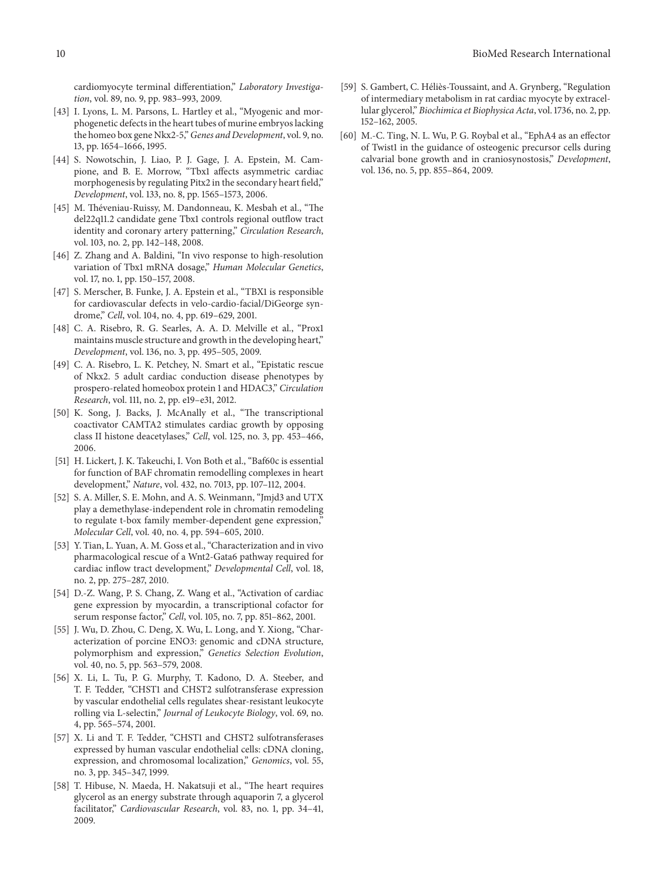cardiomyocyte terminal differentiation," *Laboratory Investigation*, vol. 89, no. 9, pp. 983–993, 2009.

[43] I. Lyons, L. M. Parsons, L. Hartley et al., "Myogenic and morphogenetic defects in the heart tubes of murine embryos lacking the homeo box gene Nkx2-5," *Genes and Development*, vol. 9, no. 13, pp. 1654–1666, 1995.

[44] S. Nowotschin, J. Liao, P. J. Gage, J. A. Epstein, M. Campione, and B. E. Morrow, "Tbx1 affects asymmetric cardiac morphogenesis by regulating Pitx2 in the secondary heart field," *Development*, vol. 133, no. 8, pp. 1565–1573, 2006.

[45] M. Théveniau-Ruissy, M. Dandonneau, K. Mesbah et al., "The del22q11.2 candidate gene Tbx1 controls regional outflow tract identity and coronary artery patterning," *Circulation Research*, vol. 103, no. 2, pp. 142–148, 2008.

[46] Z. Zhang and A. Baldini, "In vivo response to high-resolution variation of Tbx1 mRNA dosage," *Human Molecular Genetics*, vol. 17, no. 1, pp. 150–157, 2008.

[47] S. Merscher, B. Funke, J. A. Epstein et al., "TBX1 is responsible for cardiovascular defects in velo-cardio-facial/DiGeorge syndrome," *Cell*, vol. 104, no. 4, pp. 619–629, 2001.

[48] C. A. Risebro, R. G. Searles, A. A. D. Melville et al., "Prox1 maintains muscle structure and growth in the developing heart," *Development*, vol. 136, no. 3, pp. 495–505, 2009.

[49] C. A. Risebro, L. K. Petchey, N. Smart et al., "Epistatic rescue of Nkx2. 5 adult cardiac conduction disease phenotypes by prospero-related homeobox protein 1 and HDAC3," *Circulation Research*, vol. 111, no. 2, pp. e19–e31, 2012.

[50] K. Song, J. Backs, J. McAnally et al., "The transcriptional coactivator CAMTA2 stimulates cardiac growth by opposing class II histone deacetylases," *Cell*, vol. 125, no. 3, pp. 453–466, 2006.

[51] H. Lickert, J. K. Takeuchi, I. Von Both et al., "Baf60c is essential for function of BAF chromatin remodelling complexes in heart development," *Nature*, vol. 432, no. 7013, pp. 107–112, 2004.

[52] S. A. Miller, S. E. Mohn, and A. S. Weinmann, "Jmjd3 and UTX play a demethylase-independent role in chromatin remodeling to regulate t-box family member-dependent gene expression," *Molecular Cell*, vol. 40, no. 4, pp. 594–605, 2010.

[53] Y. Tian, L. Yuan, A. M. Goss et al., "Characterization and in vivo pharmacological rescue of a Wnt2-Gata6 pathway required for cardiac inflow tract development," *Developmental Cell*, vol. 18, no. 2, pp. 275–287, 2010.

[54] D.-Z. Wang, P. S. Chang, Z. Wang et al., "Activation of cardiac gene expression by myocardin, a transcriptional cofactor for serum response factor," *Cell*, vol. 105, no. 7, pp. 851–862, 2001.

[55] J. Wu, D. Zhou, C. Deng, X. Wu, L. Long, and Y. Xiong, "Characterization of porcine ENO3: genomic and cDNA structure, polymorphism and expression," *Genetics Selection Evolution*, vol. 40, no. 5, pp. 563–579, 2008.

[56] X. Li, L. Tu, P. G. Murphy, T. Kadono, D. A. Steeber, and T. F. Tedder, "CHST1 and CHST2 sulfotransferase expression by vascular endothelial cells regulates shear-resistant leukocyte rolling via L-selectin," *Journal of Leukocyte Biology*, vol. 69, no. 4, pp. 565–574, 2001.

[57] X. Li and T. F. Tedder, "CHST1 and CHST2 sulfotransferases expressed by human vascular endothelial cells: cDNA cloning, expression, and chromosomal localization," *Genomics*, vol. 55, no. 3, pp. 345–347, 1999.

[58] T. Hibuse, N. Maeda, H. Nakatsuji et al., "The heart requires glycerol as an energy substrate through aquaporin 7, a glycerol facilitator," *Cardiovascular Research*, vol. 83, no. 1, pp. 34–41, 2009.

[59] S. Gambert, C. Héliès-Toussaint, and A. Grynberg, "Regulation of intermediary metabolism in rat cardiac myocyte by extracellular glycerol," *Biochimica et Biophysica Acta*, vol. 1736, no. 2, pp. 152–162, 2005.

[60] M.-C. Ting, N. L. Wu, P. G. Roybal et al., "EphA4 as an effector of Twist1 in the guidance of osteogenic precursor cells during calvarial bone growth and in craniosynostosis," *Development*, vol. 136, no. 5, pp. 855–864, 2009.